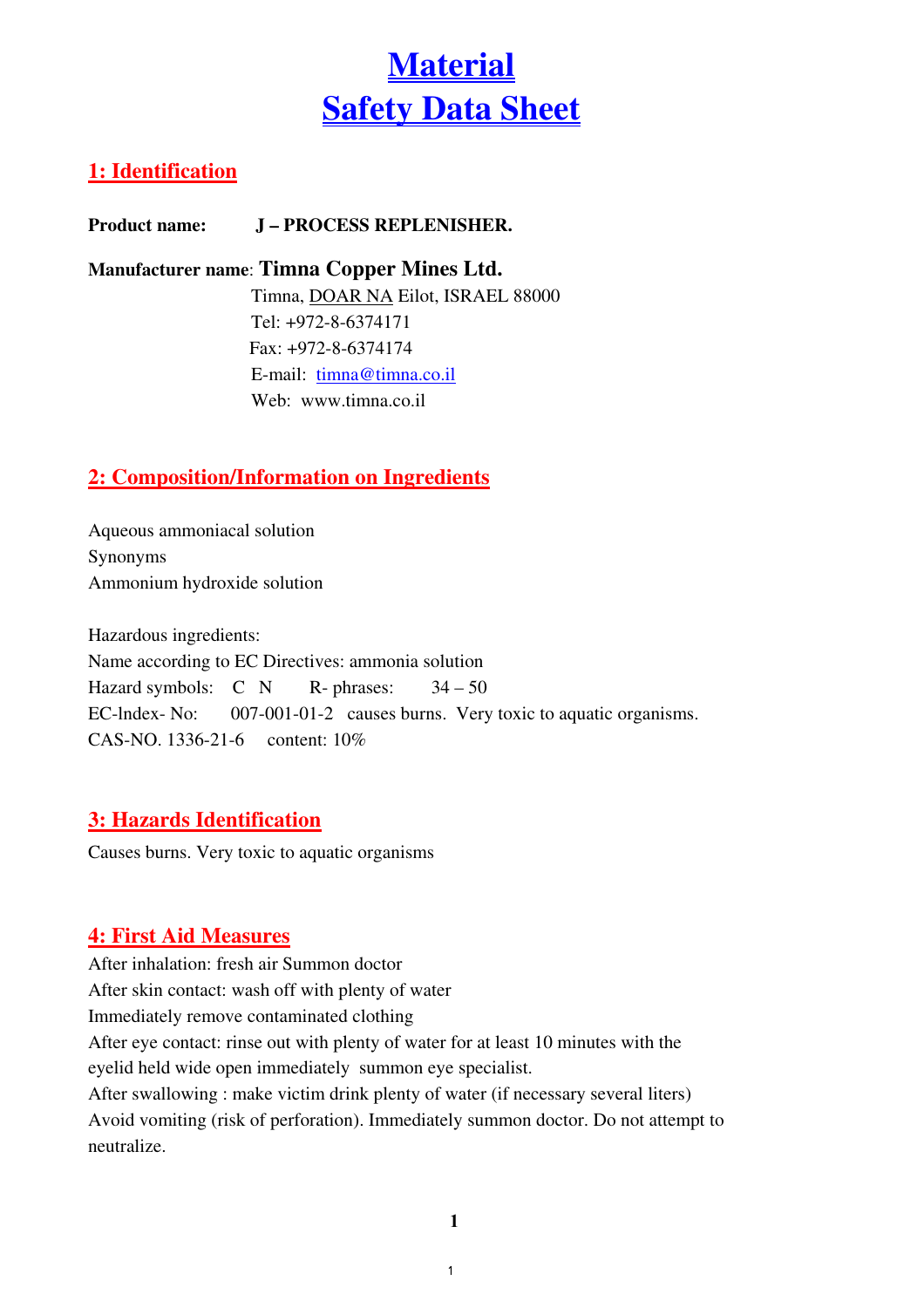# Material Safety Data Sheet

## 1: Identification

**Product name:** **J – PROCESS REPLENISHER.**

**Manufacturer name**: **Timna Copper Mines Ltd.**
Timna, DOAR NA Eilot, ISRAEL 88000
Tel: +972-8-6374171
Fax: +972-8-6374174
E-mail: timna@timna.co.il
Web: www.timna.co.il

## 2: Composition/Information on Ingredients

Aqueous ammoniacal solution
Synonyms
Ammonium hydroxide solution

Hazardous ingredients:
Name according to EC Directives: ammonia solution
Hazard symbols: C N R- phrases: 34 – 50
EC-lndex- No: 007-001-01-2 causes burns. Very toxic to aquatic organisms.
CAS-NO. 1336-21-6 content: 10%

## 3: Hazards Identification

Causes burns. Very toxic to aquatic organisms

## 4: First Aid Measures

After inhalation: fresh air Summon doctor
After skin contact: wash off with plenty of water
Immediately remove contaminated clothing
After eye contact: rinse out with plenty of water for at least 10 minutes with the eyelid held wide open immediately summon eye specialist.
After swallowing : make victim drink plenty of water (if necessary several liters) Avoid vomiting (risk of perforation). Immediately summon doctor. Do not attempt to neutralize.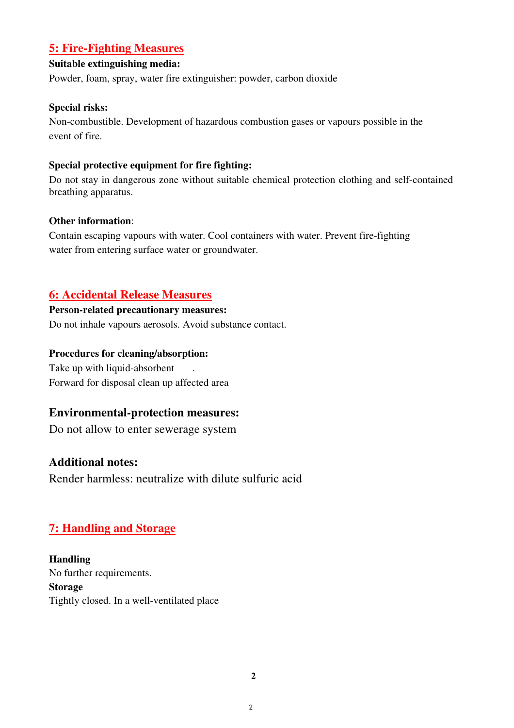## 5: Fire-Fighting Measures

**Suitable extinguishing media:**

Powder, foam, spray, water fire extinguisher: powder, carbon dioxide

**Special risks:**

Non-combustible. Development of hazardous combustion gases or vapours possible in the event of fire.

**Special protective equipment for fire fighting:**

Do not stay in dangerous zone without suitable chemical protection clothing and self-contained breathing apparatus.

**Other information**:

Contain escaping vapours with water. Cool containers with water. Prevent fire-fighting water from entering surface water or groundwater.

## 6: Accidental Release Measures

**Person-related precautionary measures:**

Do not inhale vapours aerosols. Avoid substance contact.

**Procedures for cleaning/absorption:**

Take up with liquid-absorbent .

Forward for disposal clean up affected area

### Environmental-protection measures:

Do not allow to enter sewerage system

### Additional notes:

Render harmless: neutralize with dilute sulfuric acid

## 7: Handling and Storage

**Handling**

No further requirements.

**Storage**

Tightly closed. In a well-ventilated place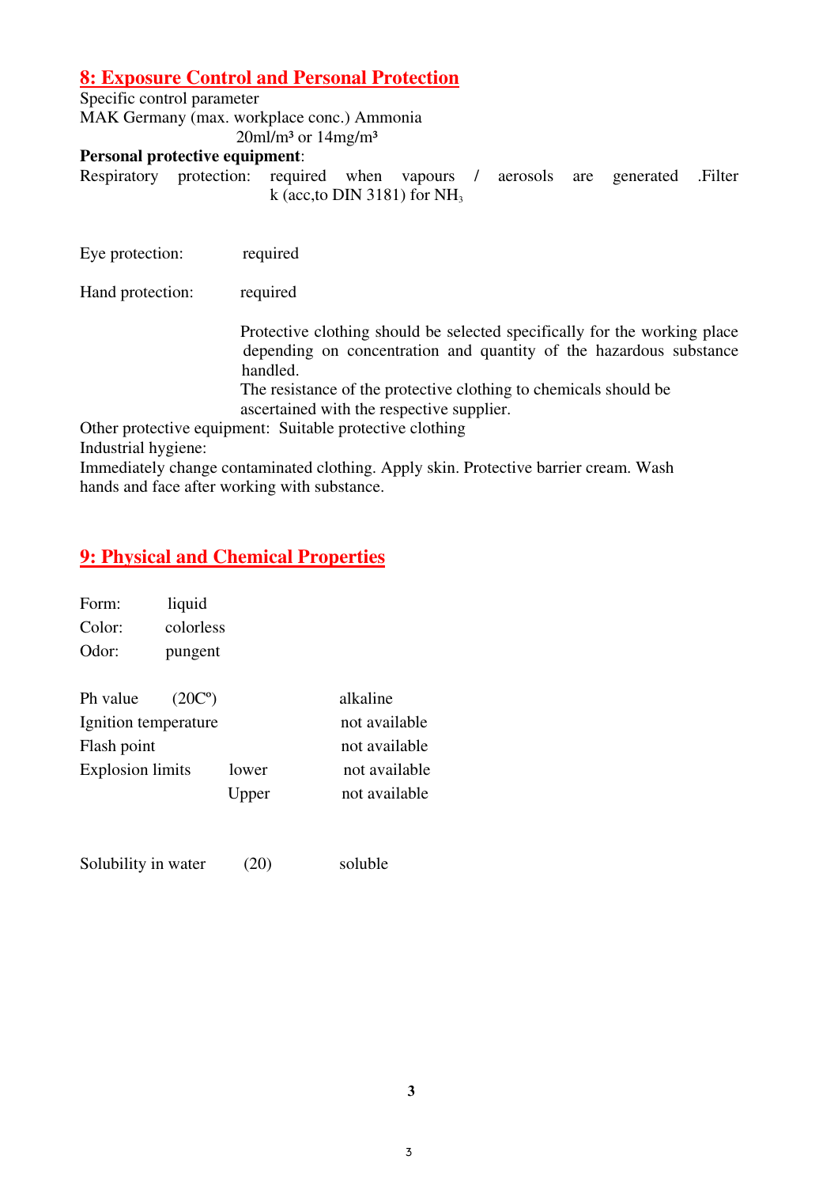## 8: Exposure Control and Personal Protection

Specific control parameter

MAK Germany (max. workplace conc.) Ammonia

20ml/m³ or 14mg/m³

**Personal protective equipment**:

Respiratory protection: required when vapours / aerosols are generated .Filter k (acc,to DIN 3181) for $NH_3$

Eye protection: required

Hand protection: required

Protective clothing should be selected specifically for the working place depending on concentration and quantity of the hazardous substance handled.

The resistance of the protective clothing to chemicals should be ascertained with the respective supplier.

Other protective equipment: Suitable protective clothing

Industrial hygiene:

Immediately change contaminated clothing. Apply skin. Protective barrier cream. Wash hands and face after working with substance.

## 9: Physical and Chemical Properties

Form: liquid

Color: colorless

Odor: pungent

| | | |
|---|---|---|
| Ph value | (20Cº) | alkaline |
| Ignition temperature | | not available |
| Flash point | | not available |
| Explosion limits | lower | not available |
| | Upper | not available |
| Solubility in water | (20) | soluble |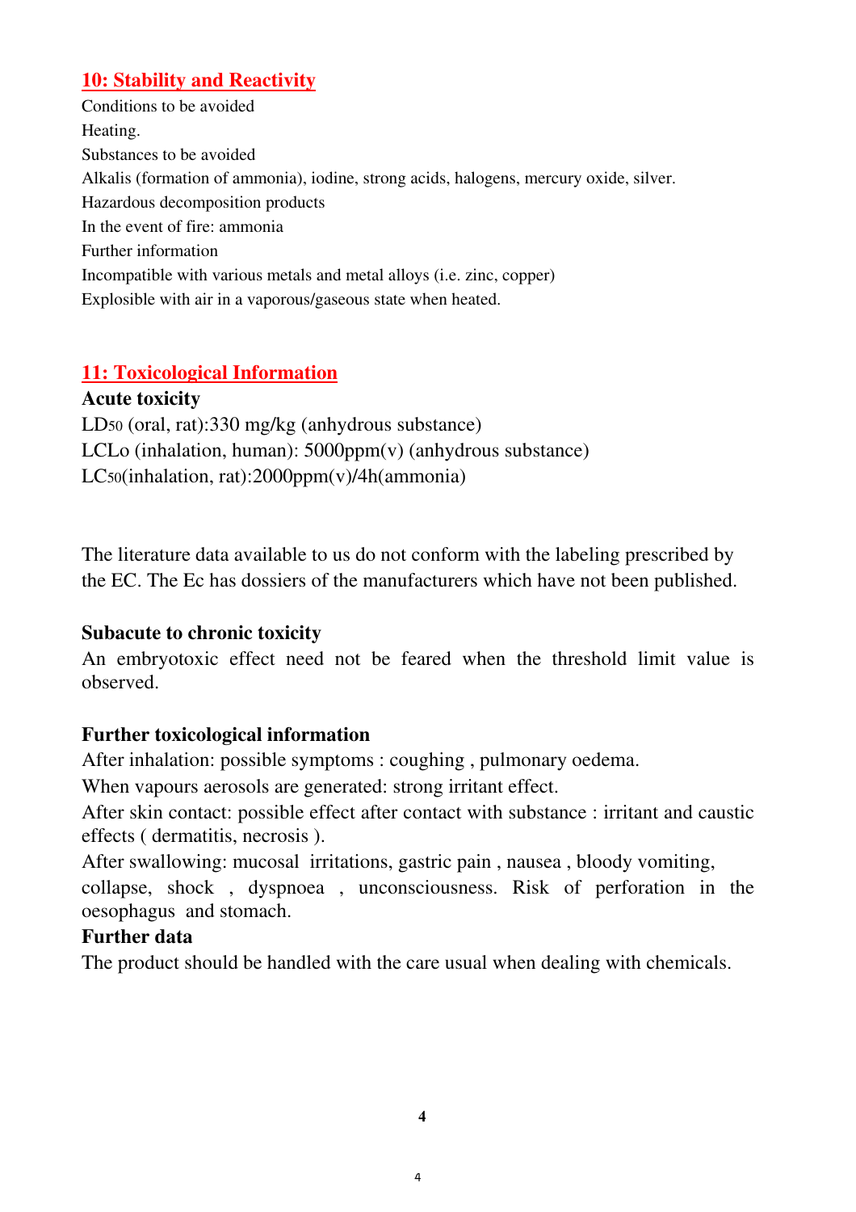## 10: Stability and Reactivity

Conditions to be avoided

Heating.

Substances to be avoided

Alkalis (formation of ammonia), iodine, strong acids, halogens, mercury oxide, silver.

Hazardous decomposition products

In the event of fire: ammonia

Further information

Incompatible with various metals and metal alloys (i.e. zinc, copper)

Explosible with air in a vaporous/gaseous state when heated.

## 11: Toxicological Information

**Acute toxicity**

$LD_{50}$ (oral, rat):330 mg/kg (anhydrous substance)

LCLo (inhalation, human): 5000ppm(v) (anhydrous substance)

$LC_{50}$(inhalation, rat):2000ppm(v)/4h(ammonia)

The literature data available to us do not conform with the labeling prescribed by the EC. The Ec has dossiers of the manufacturers which have not been published.

**Subacute to chronic toxicity**

An embryotoxic effect need not be feared when the threshold limit value is observed.

**Further toxicological information**

After inhalation: possible symptoms : coughing , pulmonary oedema.

When vapours aerosols are generated: strong irritant effect.

After skin contact: possible effect after contact with substance : irritant and caustic effects ( dermatitis, necrosis ).

After swallowing: mucosal irritations, gastric pain , nausea , bloody vomiting, collapse, shock , dyspnoea , unconsciousness. Risk of perforation in the oesophagus and stomach.

**Further data**

The product should be handled with the care usual when dealing with chemicals.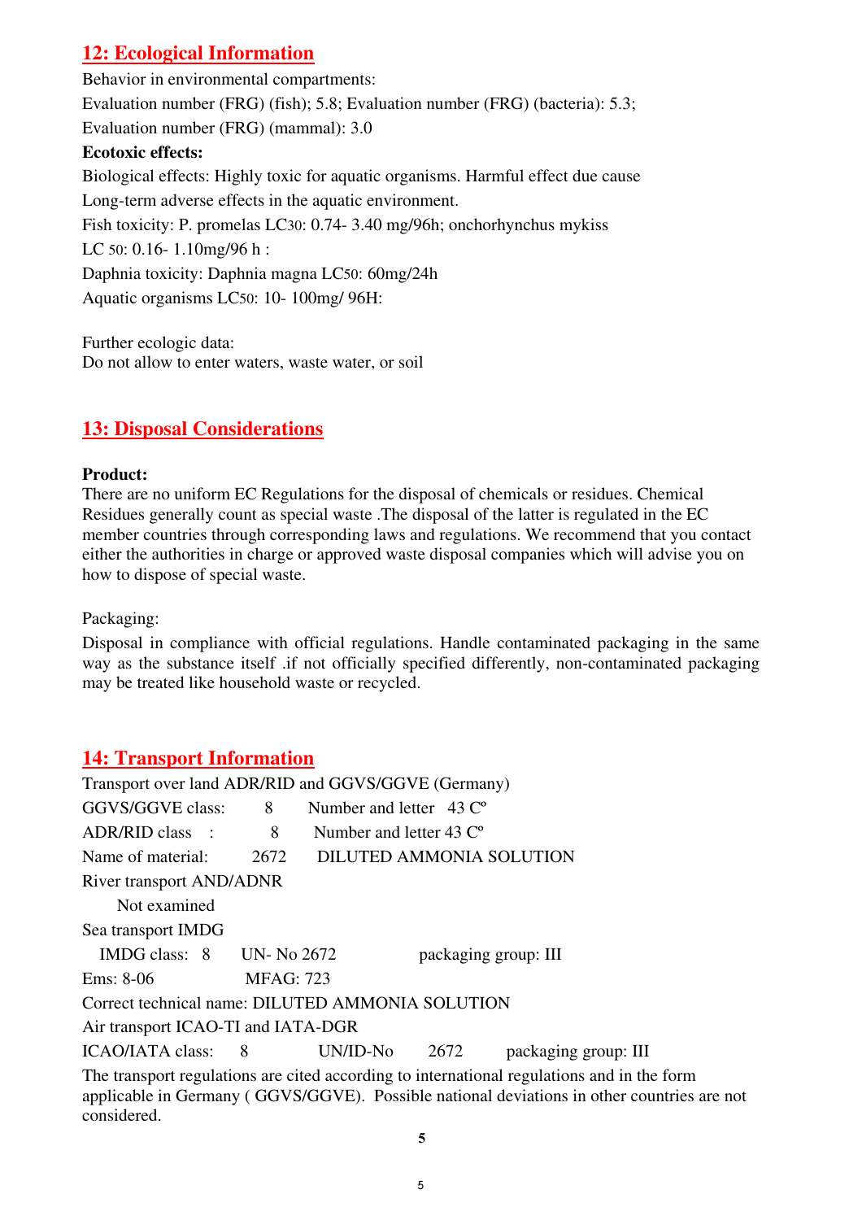## 12: Ecological Information

Behavior in environmental compartments:

Evaluation number (FRG) (fish); 5.8; Evaluation number (FRG) (bacteria): 5.3;

Evaluation number (FRG) (mammal): 3.0

**Ecotoxic effects:**

Biological effects: Highly toxic for aquatic organisms. Harmful effect due cause

Long-term adverse effects in the aquatic environment.

Fish toxicity: P. promelas $LC_{30}$: 0.74- 3.40 mg/96h; onchorhynchus mykiss

$LC_{50}$: 0.16- 1.10mg/96 h :

Daphnia toxicity: Daphnia magna $LC_{50}$: 60mg/24h

Aquatic organisms $LC_{50}$: 10- 100mg/ 96H:

Further ecologic data:

Do not allow to enter waters, waste water, or soil

## 13: Disposal Considerations

**Product:**

There are no uniform EC Regulations for the disposal of chemicals or residues. Chemical Residues generally count as special waste .The disposal of the latter is regulated in the EC member countries through corresponding laws and regulations. We recommend that you contact either the authorities in charge or approved waste disposal companies which will advise you on how to dispose of special waste.

Packaging:

Disposal in compliance with official regulations. Handle contaminated packaging in the same way as the substance itself .if not officially specified differently, non-contaminated packaging may be treated like household waste or recycled.

## 14: Transport Information

Transport over land ADR/RID and GGVS/GGVE (Germany)

GGVS/GGVE class: 8 Number and letter 43 Cº

ADR/RID class : 8 Number and letter 43 Cº

Name of material: 2672 DILUTED AMMONIA SOLUTION

River transport AND/ADNR

Not examined

Sea transport IMDG

IMDG class: 8 UN- No 2672 packaging group: III

Ems: 8-06 MFAG: 723

Correct technical name: DILUTED AMMONIA SOLUTION

Air transport ICAO-TI and IATA-DGR

ICAO/IATA class: 8 UN/ID-No 2672 packaging group: III

The transport regulations are cited according to international regulations and in the form applicable in Germany ( GGVS/GGVE). Possible national deviations in other countries are not considered.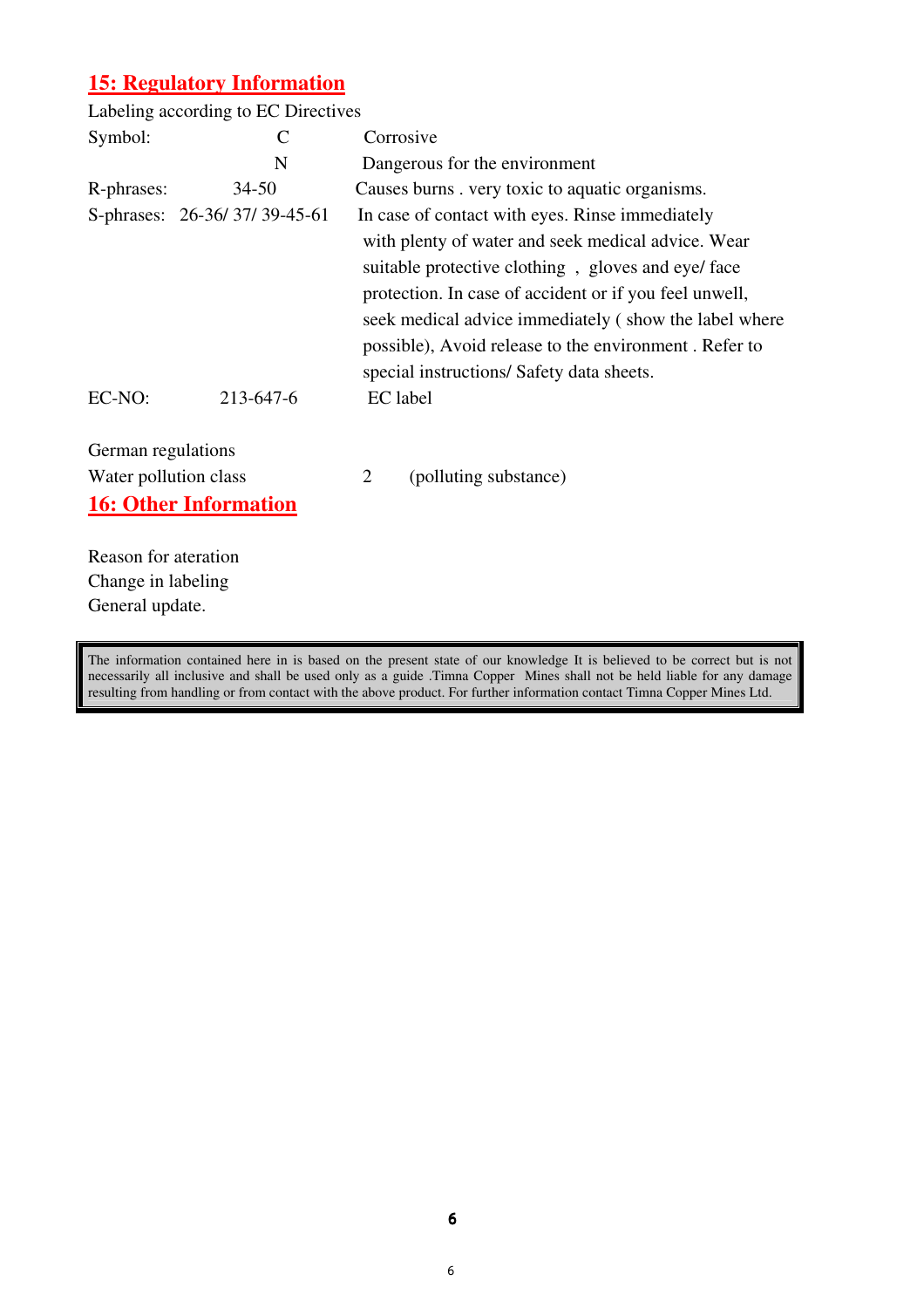## 15: Regulatory Information

Labeling according to EC Directives

| | | |
|---|---|---|
| Symbol: | C | Corrosive |
| | N | Dangerous for the environment |
| R-phrases: | 34-50 | Causes burns . very toxic to aquatic organisms. |
| S-phrases: | 26-36/ 37/ 39-45-61 | In case of contact with eyes. Rinse immediately with plenty of water and seek medical advice. Wear suitable protective clothing , gloves and eye/ face protection. In case of accident or if you feel unwell, seek medical advice immediately ( show the label where possible), Avoid release to the environment . Refer to special instructions/ Safety data sheets. |
| EC-NO: | 213-647-6 | EC label |

German regulations

Water pollution class 2 (polluting substance)

## 16: Other Information

Reason for aeration
Change in labeling
General update.

The information contained here in is based on the present state of our knowledge It is believed to be correct but is not necessarily all inclusive and shall be used only as a guide .Timna Copper Mines shall not be held liable for any damage resulting from handling or from contact with the above product. For further information contact Timna Copper Mines Ltd.